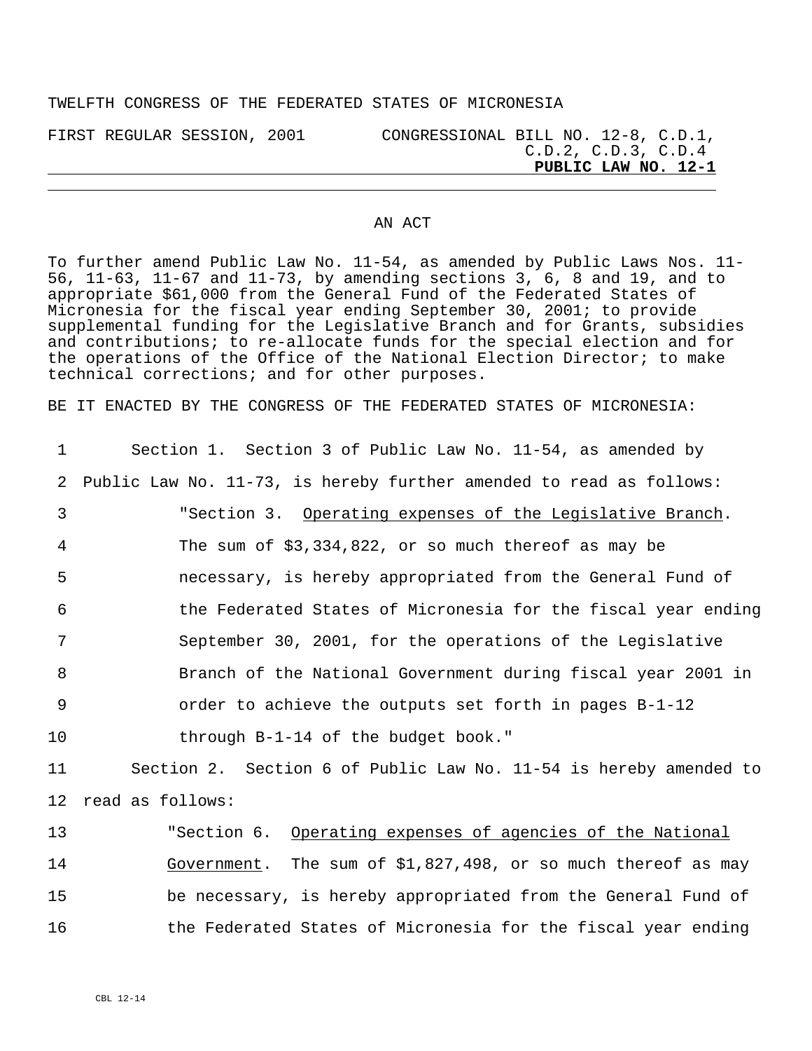TWELFTH CONGRESS OF THE FEDERATED STATES OF MICRONESIA

FIRST REGULAR SESSION, 2001 — CONGRESSIONAL BILL NO. 12-8, C.D.1, C.D.2, C.D.3, C.D.4

**PUBLIC LAW NO. 12-1**

---

## AN ACT

To further amend Public Law No. 11-54, as amended by Public Laws Nos. 11-56, 11-63, 11-67 and 11-73, by amending sections 3, 6, 8 and 19, and to appropriate $61,000 from the General Fund of the Federated States of Micronesia for the fiscal year ending September 30, 2001; to provide supplemental funding for the Legislative Branch and for Grants, subsidies and contributions; to re-allocate funds for the special election and for the operations of the Office of the National Election Director; to make technical corrections; and for other purposes.

BE IT ENACTED BY THE CONGRESS OF THE FEDERATED STATES OF MICRONESIA:

Section 1. Section 3 of Public Law No. 11-54, as amended by Public Law No. 11-73, is hereby further amended to read as follows:

> "Section 3. Operating expenses of the Legislative Branch. The sum of $3,334,822, or so much thereof as may be necessary, is hereby appropriated from the General Fund of the Federated States of Micronesia for the fiscal year ending September 30, 2001, for the operations of the Legislative Branch of the National Government during fiscal year 2001 in order to achieve the outputs set forth in pages B-1-12 through B-1-14 of the budget book."

Section 2. Section 6 of Public Law No. 11-54 is hereby amended to read as follows:

> "Section 6. Operating expenses of agencies of the National Government. The sum of $1,827,498, or so much thereof as may be necessary, is hereby appropriated from the General Fund of the Federated States of Micronesia for the fiscal year ending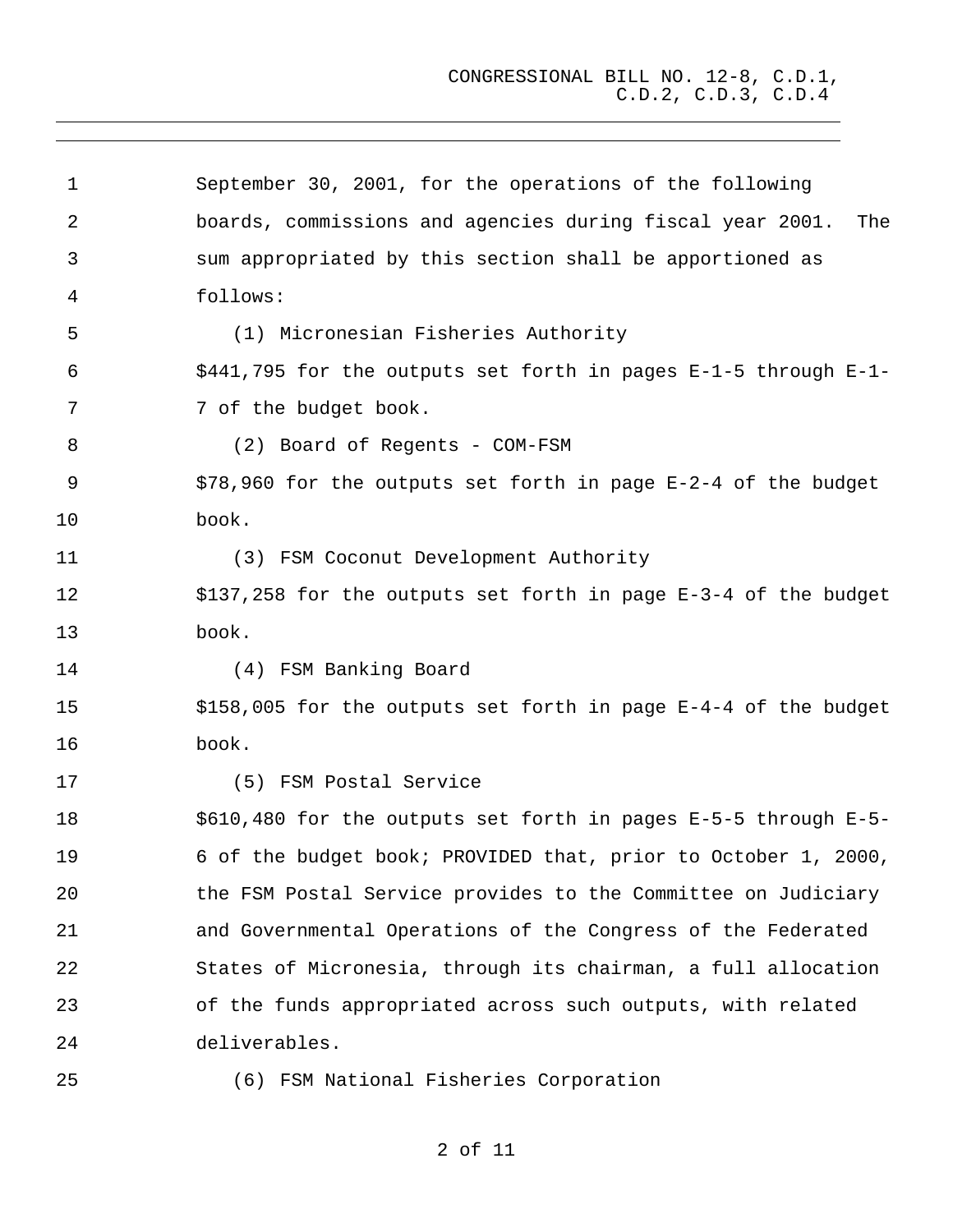September 30, 2001, for the operations of the following boards, commissions and agencies during fiscal year 2001. The sum appropriated by this section shall be apportioned as follows:

(1) Micronesian Fisheries Authority

$441,795 for the outputs set forth in pages E-1-5 through E-1-7 of the budget book.

(2) Board of Regents - COM-FSM

$78,960 for the outputs set forth in page E-2-4 of the budget book.

(3) FSM Coconut Development Authority

$137,258 for the outputs set forth in page E-3-4 of the budget book.

(4) FSM Banking Board

$158,005 for the outputs set forth in page E-4-4 of the budget book.

(5) FSM Postal Service

$610,480 for the outputs set forth in pages E-5-5 through E-5-6 of the budget book; PROVIDED that, prior to October 1, 2000, the FSM Postal Service provides to the Committee on Judiciary and Governmental Operations of the Congress of the Federated States of Micronesia, through its chairman, a full allocation of the funds appropriated across such outputs, with related deliverables.

(6) FSM National Fisheries Corporation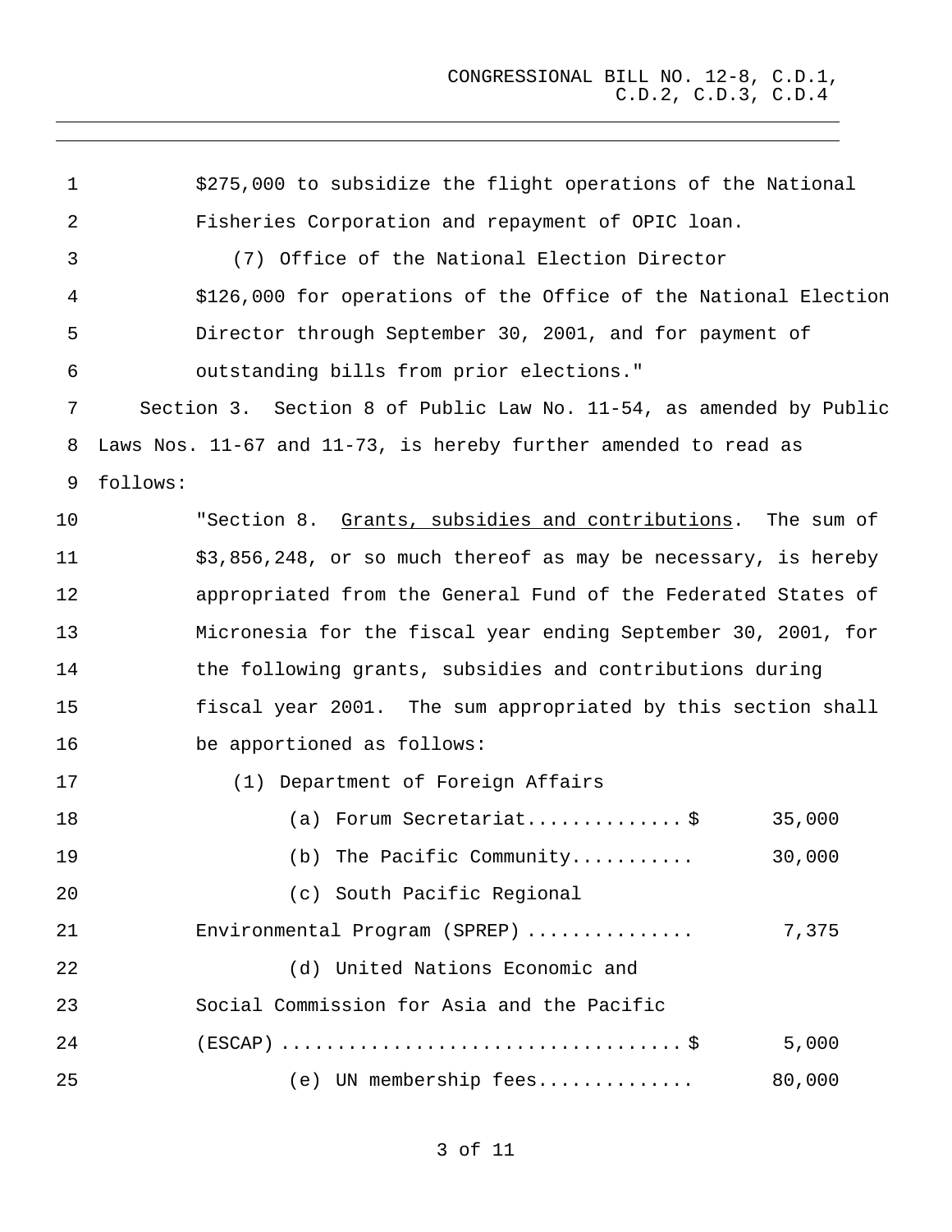$275,000 to subsidize the flight operations of the National Fisheries Corporation and repayment of OPIC loan.

(7) Office of the National Election Director

$126,000 for operations of the Office of the National Election Director through September 30, 2001, and for payment of outstanding bills from prior elections."

Section 3. Section 8 of Public Law No. 11-54, as amended by Public Laws Nos. 11-67 and 11-73, is hereby further amended to read as follows:

"Section 8. Grants, subsidies and contributions. The sum of $3,856,248, or so much thereof as may be necessary, is hereby appropriated from the General Fund of the Federated States of Micronesia for the fiscal year ending September 30, 2001, for the following grants, subsidies and contributions during fiscal year 2001. The sum appropriated by this section shall be apportioned as follows:

(1) Department of Foreign Affairs

| Item | Amount |
|---|---|
| (a) Forum Secretariat | $ 35,000 |
| (b) The Pacific Community | 30,000 |
| (c) South Pacific Regional Environmental Program (SPREP) | 7,375 |
| (d) United Nations Economic and Social Commission for Asia and the Pacific (ESCAP) | $ 5,000 |
| (e) UN membership fees | 80,000 |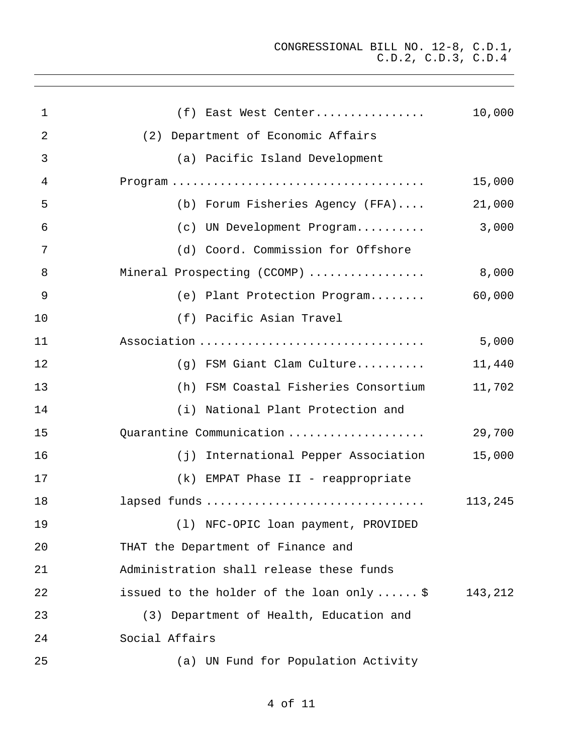| | |
|---|---|
| (f) East West Center................ | 10,000 |
| (2) Department of Economic Affairs | |
| (a) Pacific Island Development Program .................................... | 15,000 |
| (b) Forum Fisheries Agency (FFA).... | 21,000 |
| (c) UN Development Program.......... | 3,000 |
| (d) Coord. Commission for Offshore Mineral Prospecting (CCOMP) ................. | 8,000 |
| (e) Plant Protection Program........ | 60,000 |
| (f) Pacific Asian Travel Association ................................ | 5,000 |
| (g) FSM Giant Clam Culture.......... | 11,440 |
| (h) FSM Coastal Fisheries Consortium | 11,702 |
| (i) National Plant Protection and Quarantine Communication .................... | 29,700 |
| (j) International Pepper Association | 15,000 |
| (k) EMPAT Phase II - reappropriate lapsed funds ............................... | 113,245 |
| (l) NFC-OPIC loan payment, PROVIDED THAT the Department of Finance and Administration shall release these funds issued to the holder of the loan only ...... $ | 143,212 |
| (3) Department of Health, Education and Social Affairs | |
| (a) UN Fund for Population Activity | |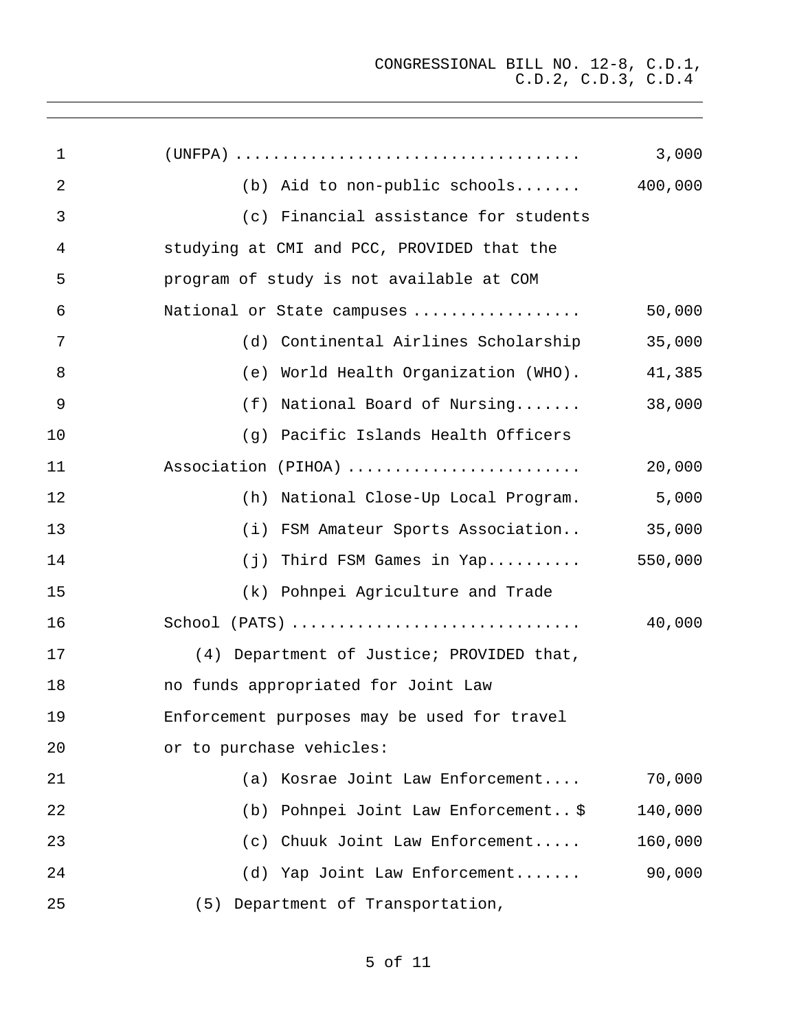(UNFPA) .................................... 3,000

(b) Aid to non-public schools....... 400,000

(c) Financial assistance for students studying at CMI and PCC, PROVIDED that the program of study is not available at COM National or State campuses ................. 50,000

(d) Continental Airlines Scholarship 35,000

(e) World Health Organization (WHO). 41,385

(f) National Board of Nursing....... 38,000

(g) Pacific Islands Health Officers Association (PIHOA) ........................ 20,000

(h) National Close-Up Local Program. 5,000

(i) FSM Amateur Sports Association.. 35,000

(j) Third FSM Games in Yap.......... 550,000

(k) Pohnpei Agriculture and Trade School (PATS) .............................. 40,000

(4) Department of Justice; PROVIDED that, no funds appropriated for Joint Law Enforcement purposes may be used for travel or to purchase vehicles:

(a) Kosrae Joint Law Enforcement.... 70,000

(b) Pohnpei Joint Law Enforcement.. $ 140,000

(c) Chuuk Joint Law Enforcement..... 160,000

(d) Yap Joint Law Enforcement....... 90,000

(5) Department of Transportation,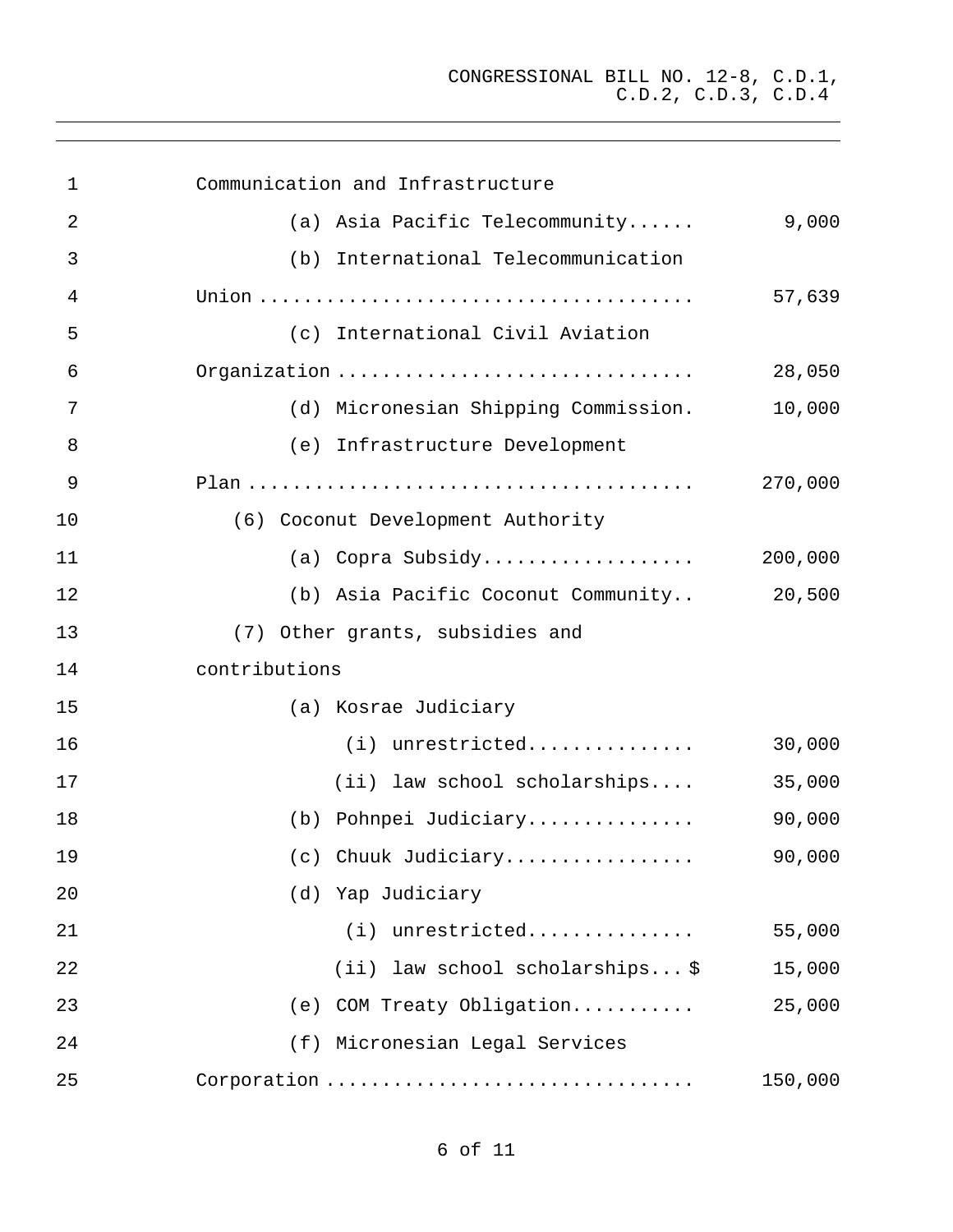Communication and Infrastructure

(a) Asia Pacific Telecommunity...... 9,000

(b) International Telecommunication Union ...................................... 57,639

(c) International Civil Aviation Organization ............................... 28,050

(d) Micronesian Shipping Commission. 10,000

(e) Infrastructure Development Plan ........................................ 270,000

(6) Coconut Development Authority

(a) Copra Subsidy.................. 200,000

(b) Asia Pacific Coconut Community.. 20,500

(7) Other grants, subsidies and contributions

(a) Kosrae Judiciary

(i) unrestricted.............. 30,000

(ii) law school scholarships.... 35,000

(b) Pohnpei Judiciary.............. 90,000

(c) Chuuk Judiciary................ 90,000

(d) Yap Judiciary

(i) unrestricted.............. 55,000

(ii) law school scholarships... $ 15,000

(e) COM Treaty Obligation........... 25,000

(f) Micronesian Legal Services Corporation ................................ 150,000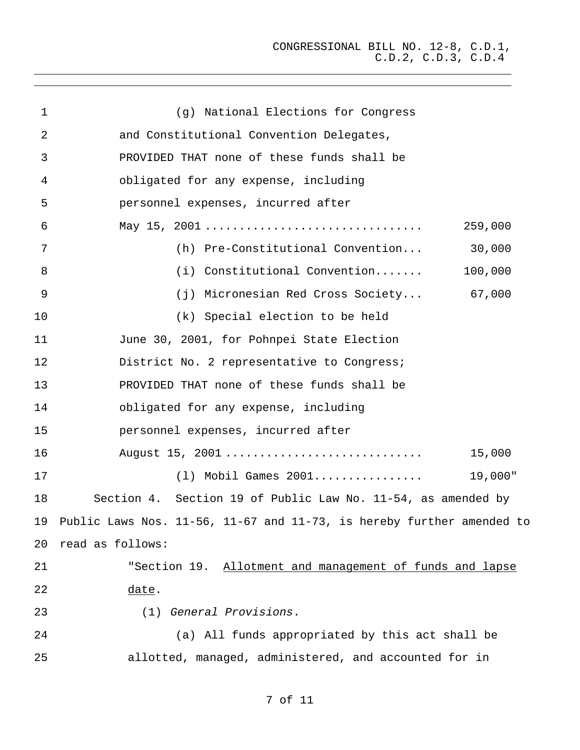(g) National Elections for Congress and Constitutional Convention Delegates, PROVIDED THAT none of these funds shall be obligated for any expense, including personnel expenses, incurred after May 15, 2001 .............................. 259,000

(h) Pre-Constitutional Convention... 30,000

(i) Constitutional Convention....... 100,000

(j) Micronesian Red Cross Society... 67,000

(k) Special election to be held June 30, 2001, for Pohnpei State Election District No. 2 representative to Congress; PROVIDED THAT none of these funds shall be obligated for any expense, including personnel expenses, incurred after August 15, 2001 ............................ 15,000

(l) Mobil Games 2001............... 19,000"

Section 4. Section 19 of Public Law No. 11-54, as amended by Public Laws Nos. 11-56, 11-67 and 11-73, is hereby further amended to read as follows:

"Section 19. Allotment and management of funds and lapse date.

(1) *General Provisions*.

(a) All funds appropriated by this act shall be allotted, managed, administered, and accounted for in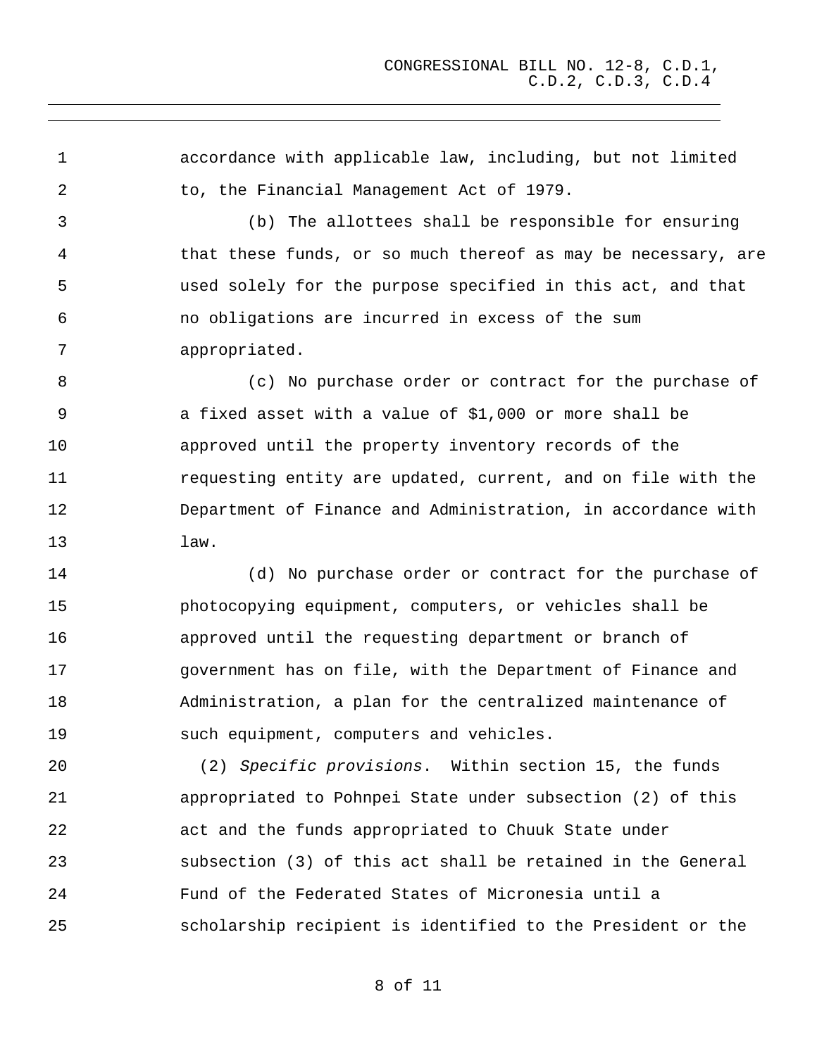accordance with applicable law, including, but not limited to, the Financial Management Act of 1979.

(b) The allottees shall be responsible for ensuring that these funds, or so much thereof as may be necessary, are used solely for the purpose specified in this act, and that no obligations are incurred in excess of the sum appropriated.

(c) No purchase order or contract for the purchase of a fixed asset with a value of $1,000 or more shall be approved until the property inventory records of the requesting entity are updated, current, and on file with the Department of Finance and Administration, in accordance with law.

(d) No purchase order or contract for the purchase of photocopying equipment, computers, or vehicles shall be approved until the requesting department or branch of government has on file, with the Department of Finance and Administration, a plan for the centralized maintenance of such equipment, computers and vehicles.

(2) *Specific provisions*. Within section 15, the funds appropriated to Pohnpei State under subsection (2) of this act and the funds appropriated to Chuuk State under subsection (3) of this act shall be retained in the General Fund of the Federated States of Micronesia until a scholarship recipient is identified to the President or the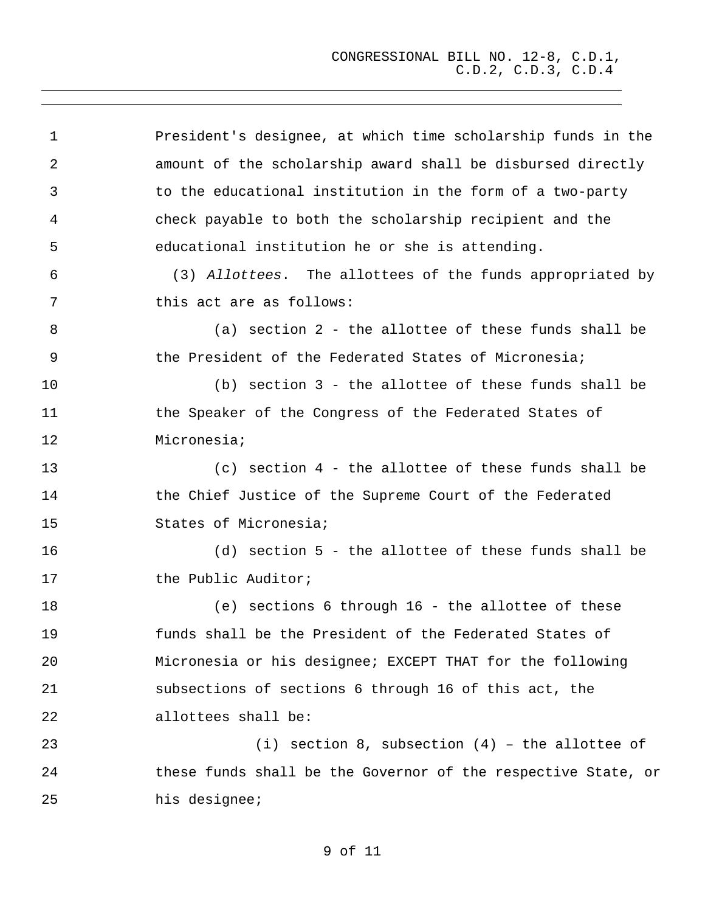President's designee, at which time scholarship funds in the amount of the scholarship award shall be disbursed directly to the educational institution in the form of a two-party check payable to both the scholarship recipient and the educational institution he or she is attending.

(3) *Allottees*. The allottees of the funds appropriated by this act are as follows:

(a) section 2 - the allottee of these funds shall be the President of the Federated States of Micronesia;

(b) section 3 - the allottee of these funds shall be the Speaker of the Congress of the Federated States of Micronesia;

(c) section 4 - the allottee of these funds shall be the Chief Justice of the Supreme Court of the Federated States of Micronesia;

(d) section 5 - the allottee of these funds shall be the Public Auditor;

(e) sections 6 through 16 - the allottee of these funds shall be the President of the Federated States of Micronesia or his designee; EXCEPT THAT for the following subsections of sections 6 through 16 of this act, the allottees shall be:

(i) section 8, subsection (4) – the allottee of these funds shall be the Governor of the respective State, or his designee;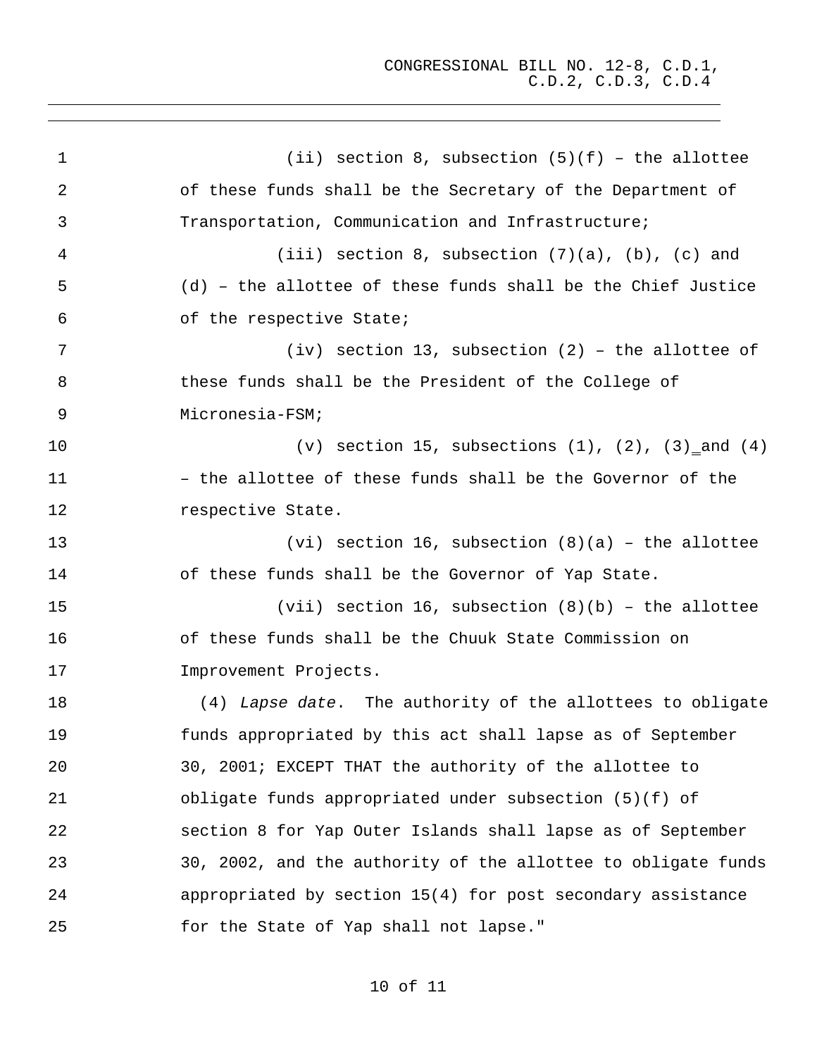(ii) section 8, subsection (5)(f) – the allottee of these funds shall be the Secretary of the Department of Transportation, Communication and Infrastructure;

(iii) section 8, subsection (7)(a), (b), (c) and (d) – the allottee of these funds shall be the Chief Justice of the respective State;

(iv) section 13, subsection (2) – the allottee of these funds shall be the President of the College of Micronesia-FSM;

(v) section 15, subsections (1), (2), (3) and (4) – the allottee of these funds shall be the Governor of the respective State.

(vi) section 16, subsection (8)(a) – the allottee of these funds shall be the Governor of Yap State.

(vii) section 16, subsection (8)(b) – the allottee of these funds shall be the Chuuk State Commission on Improvement Projects.

(4) *Lapse date*. The authority of the allottees to obligate funds appropriated by this act shall lapse as of September 30, 2001; EXCEPT THAT the authority of the allottee to obligate funds appropriated under subsection (5)(f) of section 8 for Yap Outer Islands shall lapse as of September 30, 2002, and the authority of the allottee to obligate funds appropriated by section 15(4) for post secondary assistance for the State of Yap shall not lapse."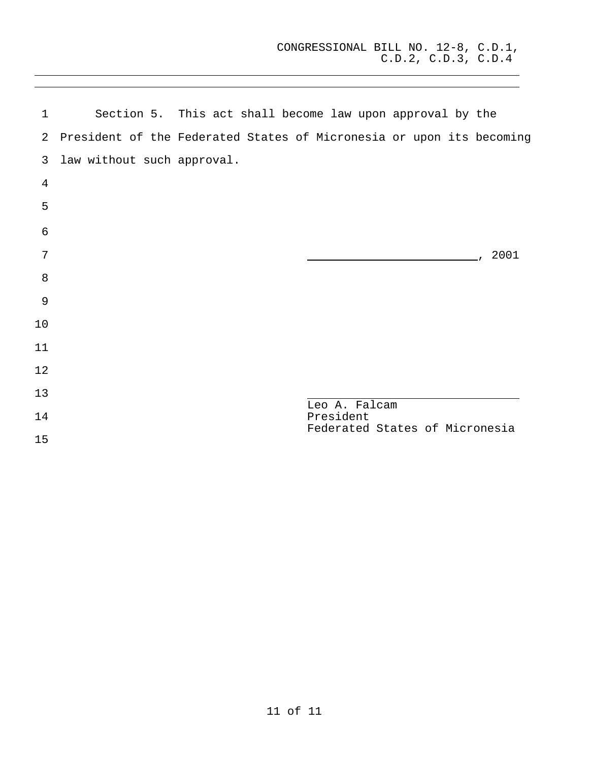Section 5. This act shall become law upon approval by the President of the Federated States of Micronesia or upon its becoming law without such approval.

\_\_\_\_\_\_\_\_\_\_\_\_\_\_\_\_\_\_\_\_\_\_\_\_\_\_, 2001

\_\_\_\_\_\_\_\_\_\_\_\_\_\_\_\_\_\_\_\_\_\_\_\_\_\_\_\_\_\_
Leo A. Falcam
President
Federated States of Micronesia